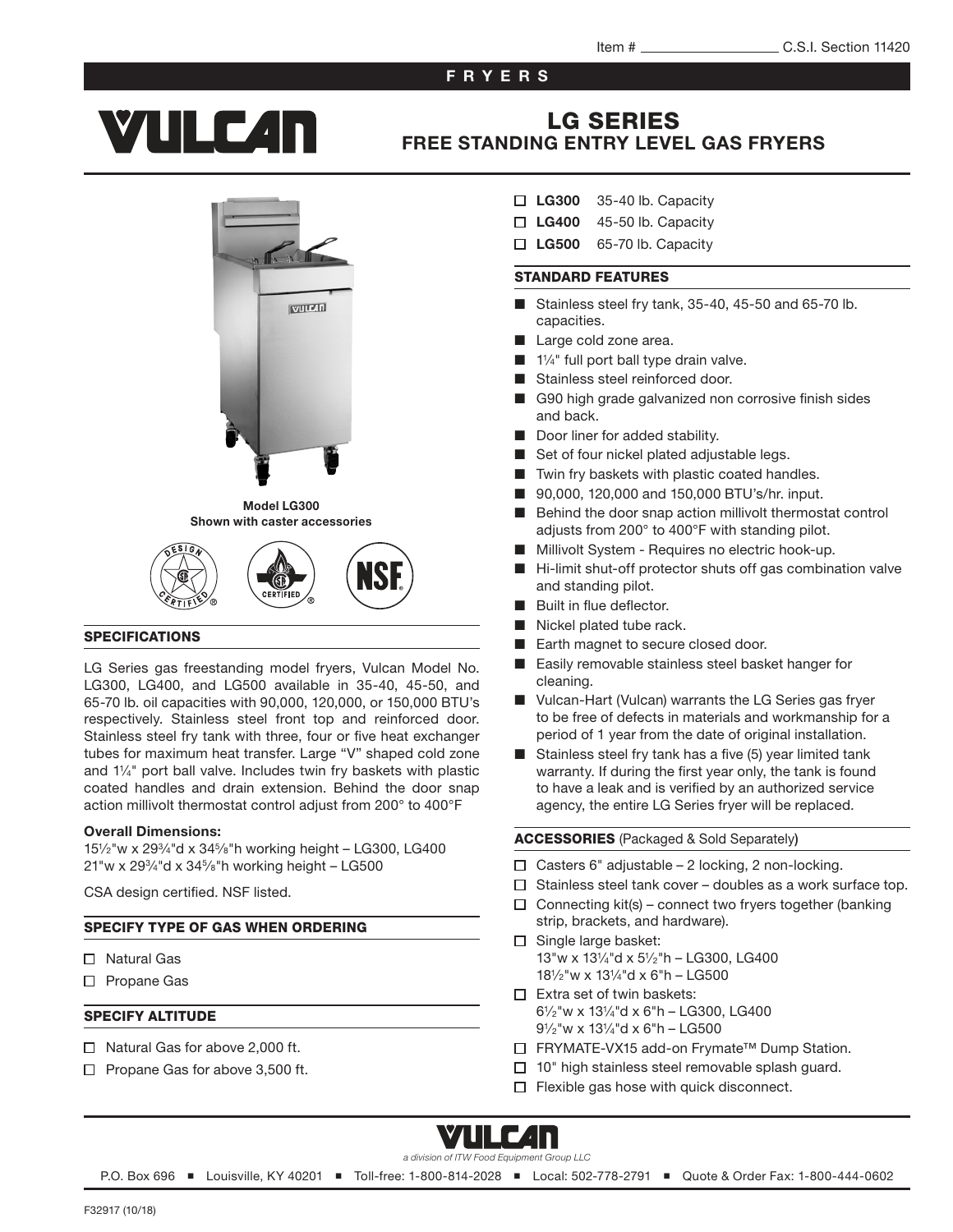Item # ________________ C.S.I. Section 11420

FRYERS

# VULCAN

# LG SERIES
## FREE STANDING ENTRY LEVEL GAS FRYERS

Model LG300
Shown with caster accessories

- ☐ **LG300** 35-40 lb. Capacity
- ☐ **LG400** 45-50 lb. Capacity
- ☐ **LG500** 65-70 lb. Capacity

### STANDARD FEATURES

- Stainless steel fry tank, 35-40, 45-50 and 65-70 lb. capacities.
- Large cold zone area.
- 1¼" full port ball type drain valve.
- Stainless steel reinforced door.
- G90 high grade galvanized non corrosive finish sides and back.
- Door liner for added stability.
- Set of four nickel plated adjustable legs.
- Twin fry baskets with plastic coated handles.
- 90,000, 120,000 and 150,000 BTU's/hr. input.
- Behind the door snap action millivolt thermostat control adjusts from 200° to 400°F with standing pilot.
- Millivolt System - Requires no electric hook-up.
- Hi-limit shut-off protector shuts off gas combination valve and standing pilot.
- Built in flue deflector.
- Nickel plated tube rack.
- Earth magnet to secure closed door.
- Easily removable stainless steel basket hanger for cleaning.
- Vulcan-Hart (Vulcan) warrants the LG Series gas fryer to be free of defects in materials and workmanship for a period of 1 year from the date of original installation.
- Stainless steel fry tank has a five (5) year limited tank warranty. If during the first year only, the tank is found to have a leak and is verified by an authorized service agency, the entire LG Series fryer will be replaced.

### SPECIFICATIONS

LG Series gas freestanding model fryers, Vulcan Model No. LG300, LG400, and LG500 available in 35-40, 45-50, and 65-70 lb. oil capacities with 90,000, 120,000, or 150,000 BTU's respectively. Stainless steel front top and reinforced door. Stainless steel fry tank with three, four or five heat exchanger tubes for maximum heat transfer. Large "V" shaped cold zone and 1¼" port ball valve. Includes twin fry baskets with plastic coated handles and drain extension. Behind the door snap action millivolt thermostat control adjust from 200° to 400°F

**Overall Dimensions:**
15½"w x 29¾"d x 34⅝"h working height – LG300, LG400
21"w x 29¾"d x 34⅝"h working height – LG500

CSA design certified. NSF listed.

### SPECIFY TYPE OF GAS WHEN ORDERING

- ☐ Natural Gas
- ☐ Propane Gas

### SPECIFY ALTITUDE

- ☐ Natural Gas for above 2,000 ft.
- ☐ Propane Gas for above 3,500 ft.

### ACCESSORIES (Packaged & Sold Separately)

- ☐ Casters 6" adjustable – 2 locking, 2 non-locking.
- ☐ Stainless steel tank cover – doubles as a work surface top.
- ☐ Connecting kit(s) – connect two fryers together (banking strip, brackets, and hardware).
- ☐ Single large basket:
  13"w x 13¼"d x 5½"h – LG300, LG400
  18½"w x 13¼"d x 6"h – LG500
- ☐ Extra set of twin baskets:
  6½"w x 13¼"d x 6"h – LG300, LG400
  9½"w x 13¼"d x 6"h – LG500
- ☐ FRYMATE-VX15 add-on Frymate™ Dump Station.
- ☐ 10" high stainless steel removable splash guard.
- ☐ Flexible gas hose with quick disconnect.

VULCAN
*a division of ITW Food Equipment Group LLC*

P.O. Box 696 ■ Louisville, KY 40201 ■ Toll-free: 1-800-814-2028 ■ Local: 502-778-2791 ■ Quote & Order Fax: 1-800-444-0602

F32917 (10/18)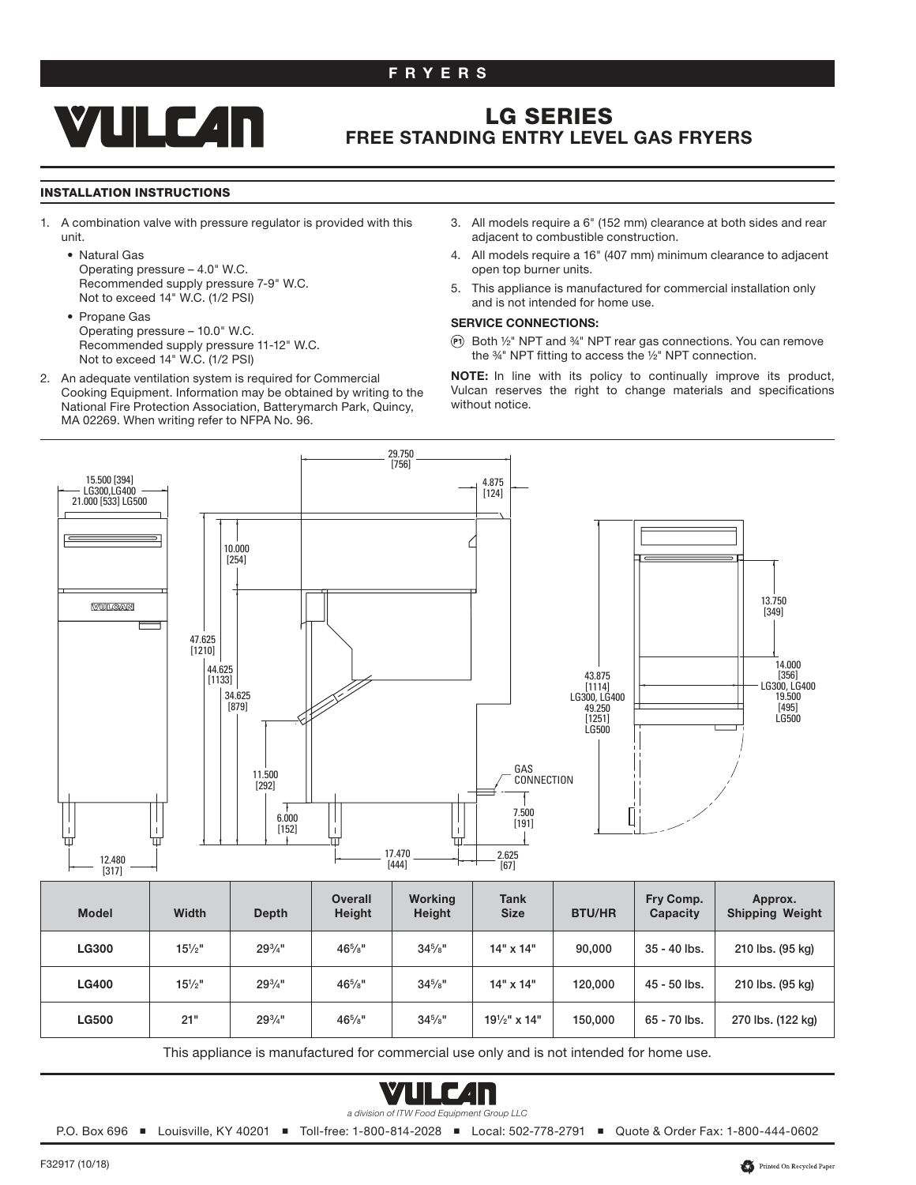FRYERS

# VULCAN

## LG SERIES
## FREE STANDING ENTRY LEVEL GAS FRYERS

### INSTALLATION INSTRUCTIONS

1. A combination valve with pressure regulator is provided with this unit.
   - Natural Gas
     Operating pressure – 4.0" W.C.
     Recommended supply pressure 7-9" W.C.
     Not to exceed 14" W.C. (1/2 PSI)
   - Propane Gas
     Operating pressure – 10.0" W.C.
     Recommended supply pressure 11-12" W.C.
     Not to exceed 14" W.C. (1/2 PSI)
2. An adequate ventilation system is required for Commercial Cooking Equipment. Information may be obtained by writing to the National Fire Protection Association, Batterymarch Park, Quincy, MA 02269. When writing refer to NFPA No. 96.
3. All models require a 6" (152 mm) clearance at both sides and rear adjacent to combustible construction.
4. All models require a 16" (407 mm) minimum clearance to adjacent open top burner units.
5. This appliance is manufactured for commercial installation only and is not intended for home use.

**SERVICE CONNECTIONS:**

(P1) Both ½" NPT and ¾" NPT rear gas connections. You can remove the ¾" NPT fitting to access the ½" NPT connection.

**NOTE:** In line with its policy to continually improve its product, Vulcan reserves the right to change materials and specifications without notice.

15.500 [394] LG300,LG400
21.000 [533] LG500
12.480 [317]
29.750 [756]
4.875 [124]
10.000 [254]
47.625 [1210]
44.625 [1133]
34.625 [879]
11.500 [292]
6.000 [152]
17.470 [444]
2.625 [67]
7.500 [191]
GAS CONNECTION
43.875 [1114] LG300, LG400
49.250 [1251] LG500
13.750 [349]
14.000 [356] LG300, LG400
19.500 [495] LG500

| Model | Width | Depth | Overall Height | Working Height | Tank Size | BTU/HR | Fry Comp. Capacity | Approx. Shipping Weight |
|---|---|---|---|---|---|---|---|---|
| LG300 | 15½" | 29¾" | 46⅝" | 34⅝" | 14" x 14" | 90,000 | 35 - 40 lbs. | 210 lbs. (95 kg) |
| LG400 | 15½" | 29¾" | 46⅝" | 34⅝" | 14" x 14" | 120,000 | 45 - 50 lbs. | 210 lbs. (95 kg) |
| LG500 | 21" | 29¾" | 46⅝" | 34⅝" | 19½" x 14" | 150,000 | 65 - 70 lbs. | 270 lbs. (122 kg) |

This appliance is manufactured for commercial use only and is not intended for home use.

VULCAN
*a division of ITW Food Equipment Group LLC*

P.O. Box 696 ■ Louisville, KY 40201 ■ Toll-free: 1-800-814-2028 ■ Local: 502-778-2791 ■ Quote & Order Fax: 1-800-444-0602

F32917 (10/18)

Printed On Recycled Paper